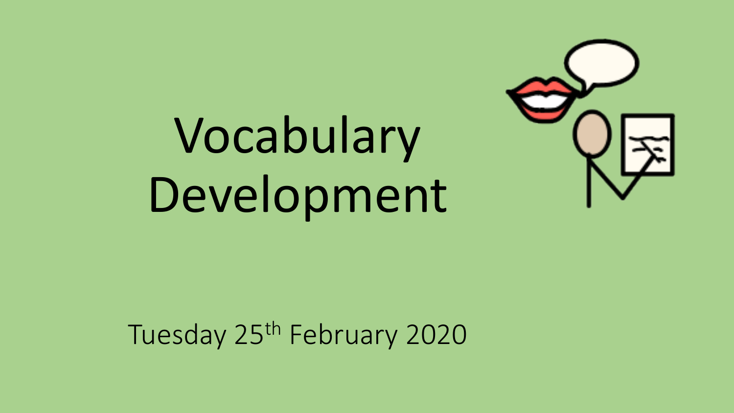# Vocabulary Development

Tuesday 25th February 2020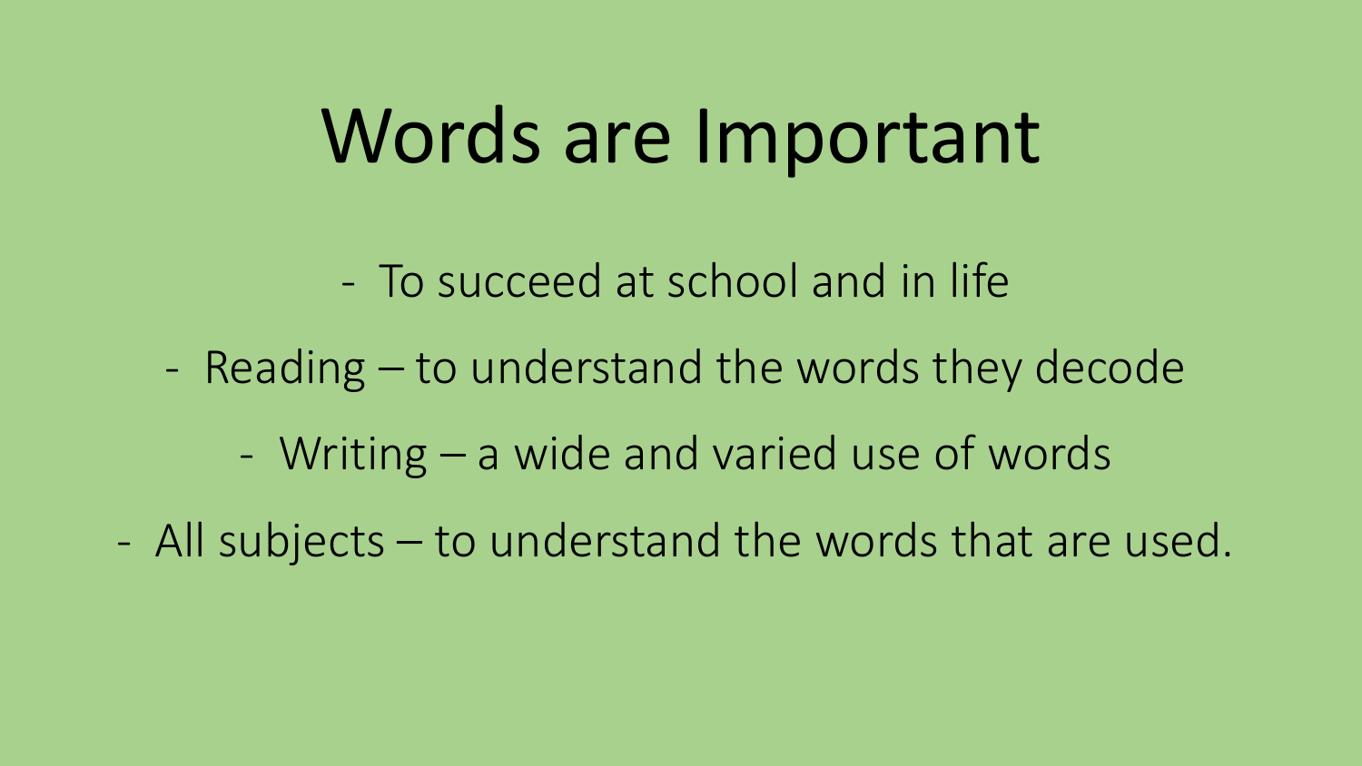# Words are Important

- To succeed at school and in life
- Reading – to understand the words they decode
- Writing – a wide and varied use of words
- All subjects – to understand the words that are used.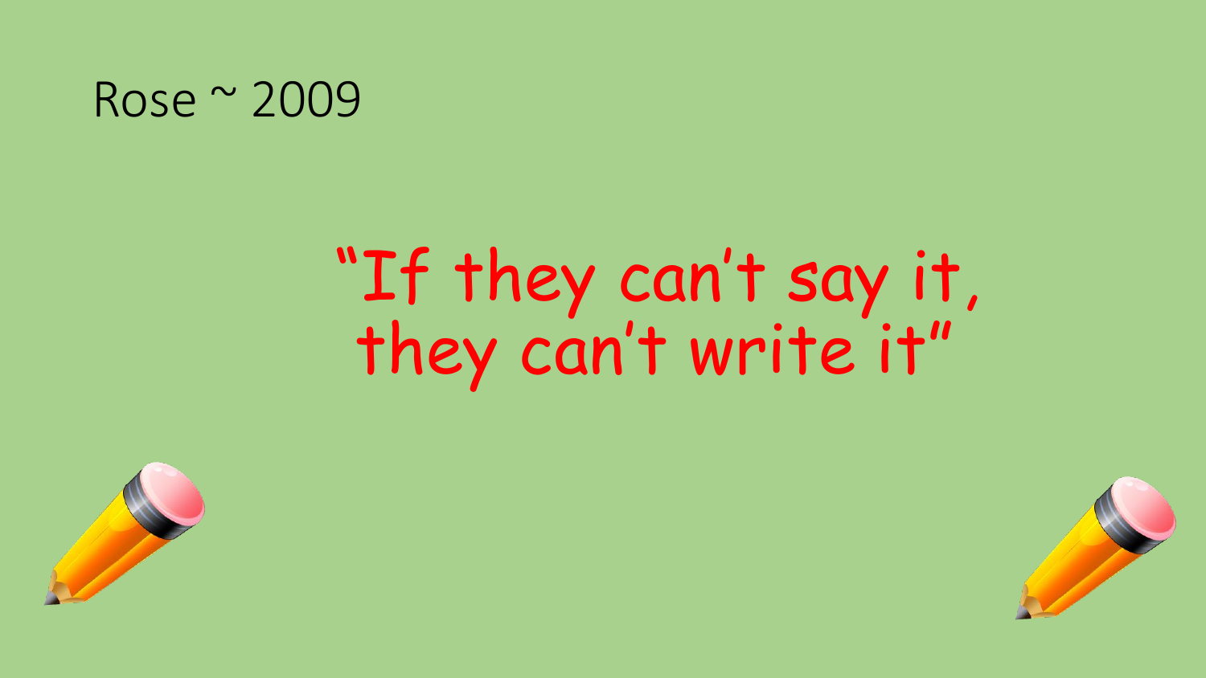Rose ~ 2009

"If they can't say it, they can't write it"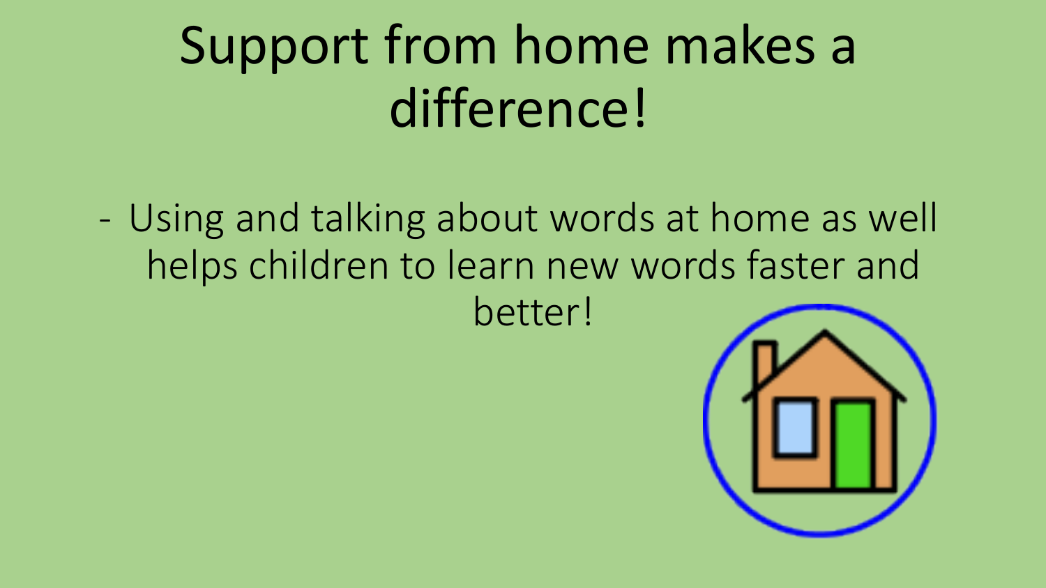# Support from home makes a difference!

- Using and talking about words at home as well helps children to learn new words faster and better!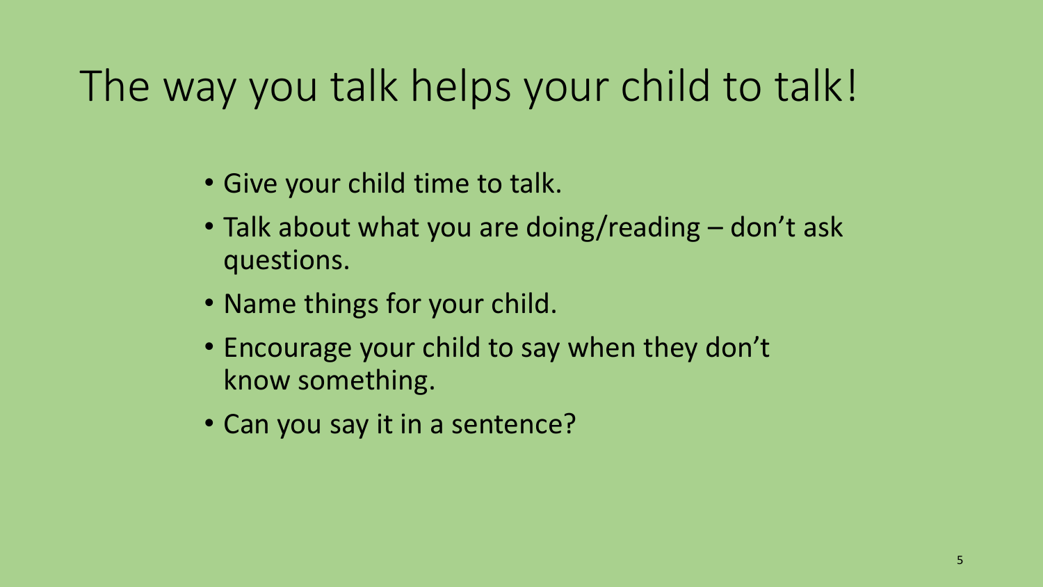# The way you talk helps your child to talk!

- Give your child time to talk.
- Talk about what you are doing/reading – don't ask questions.
- Name things for your child.
- Encourage your child to say when they don't know something.
- Can you say it in a sentence?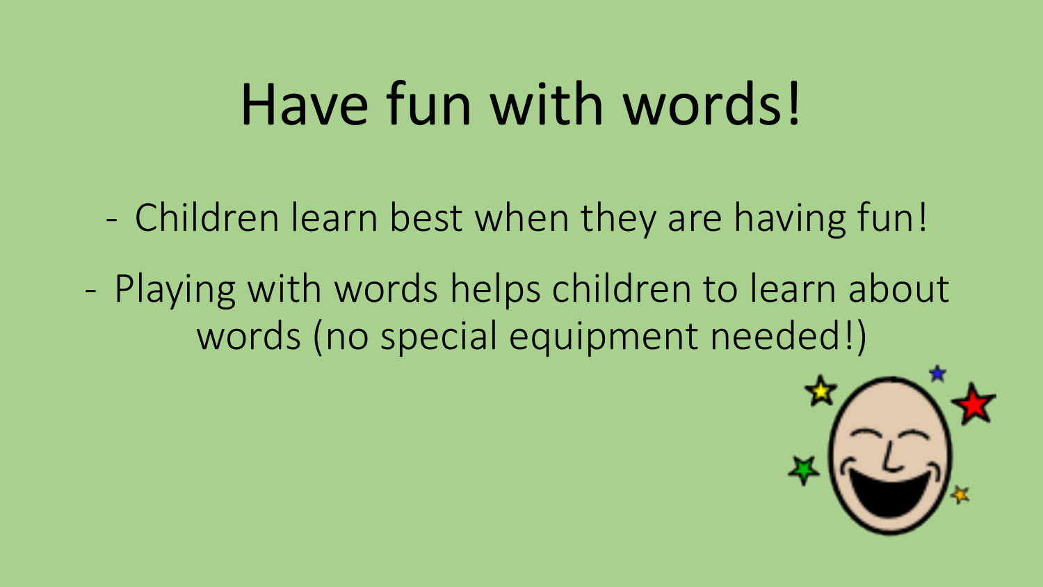# Have fun with words!

- Children learn best when they are having fun!
- Playing with words helps children to learn about words (no special equipment needed!)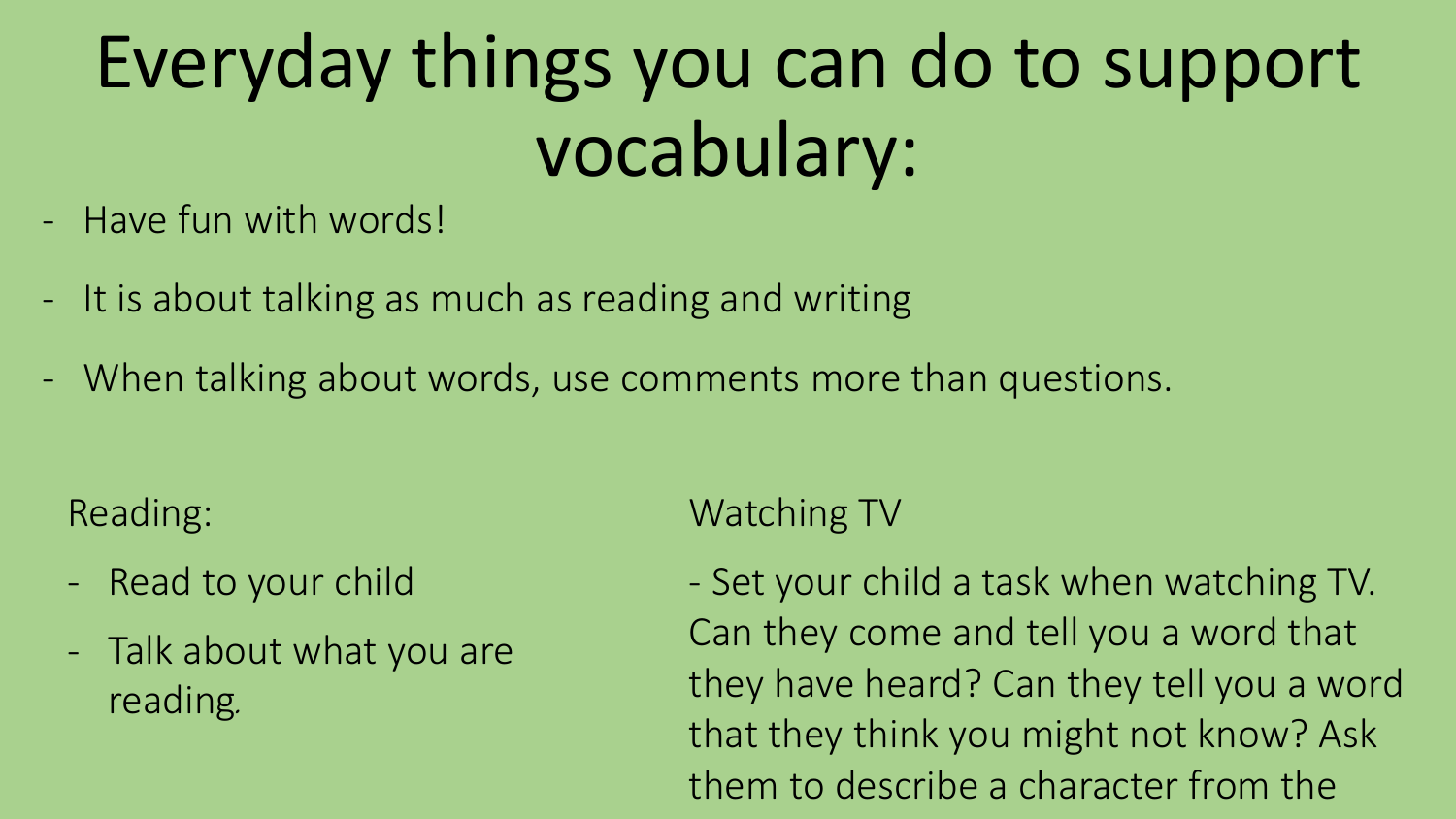# Everyday things you can do to support vocabulary:

- Have fun with words!
- It is about talking as much as reading and writing
- When talking about words, use comments more than questions.

Reading:

- Read to your child
- Talk about what you are reading.

Watching TV

- Set your child a task when watching TV. Can they come and tell you a word that they have heard? Can they tell you a word that they think you might not know? Ask them to describe a character from the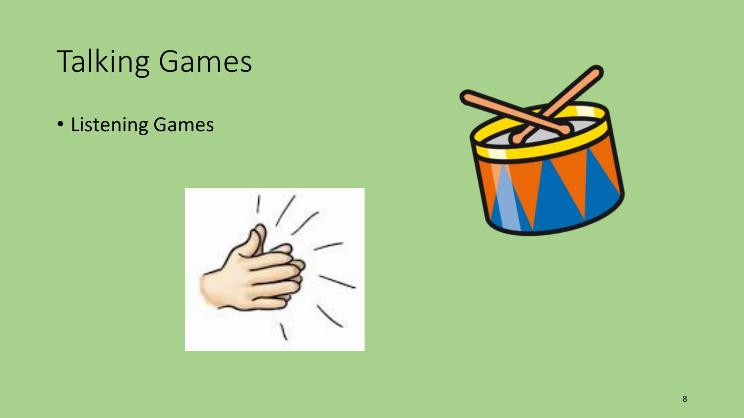# Talking Games

- Listening Games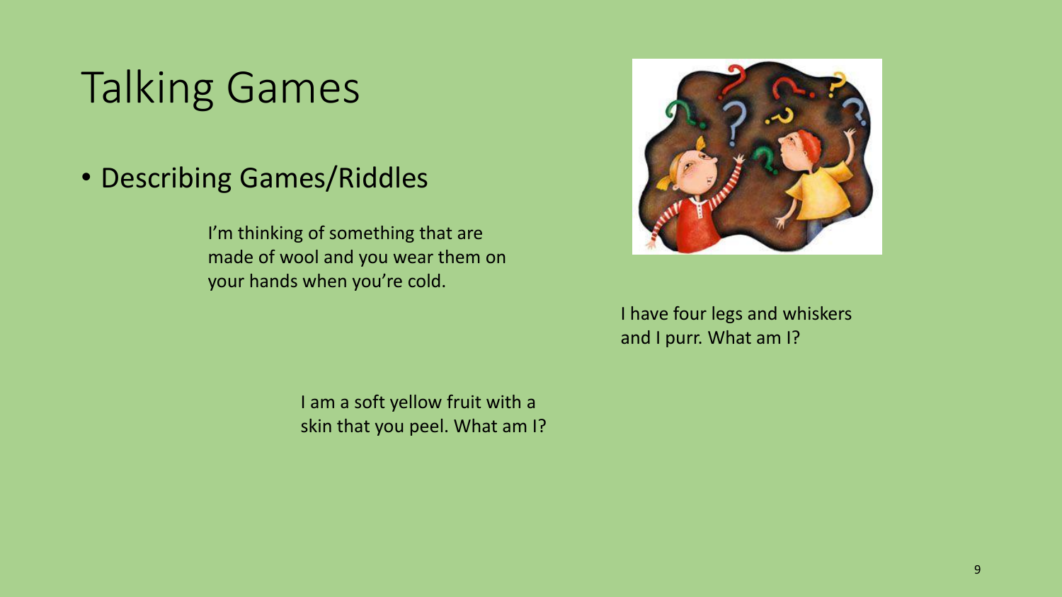# Talking Games

- Describing Games/Riddles

I'm thinking of something that are made of wool and you wear them on your hands when you're cold.

I have four legs and whiskers and I purr. What am I?

I am a soft yellow fruit with a skin that you peel. What am I?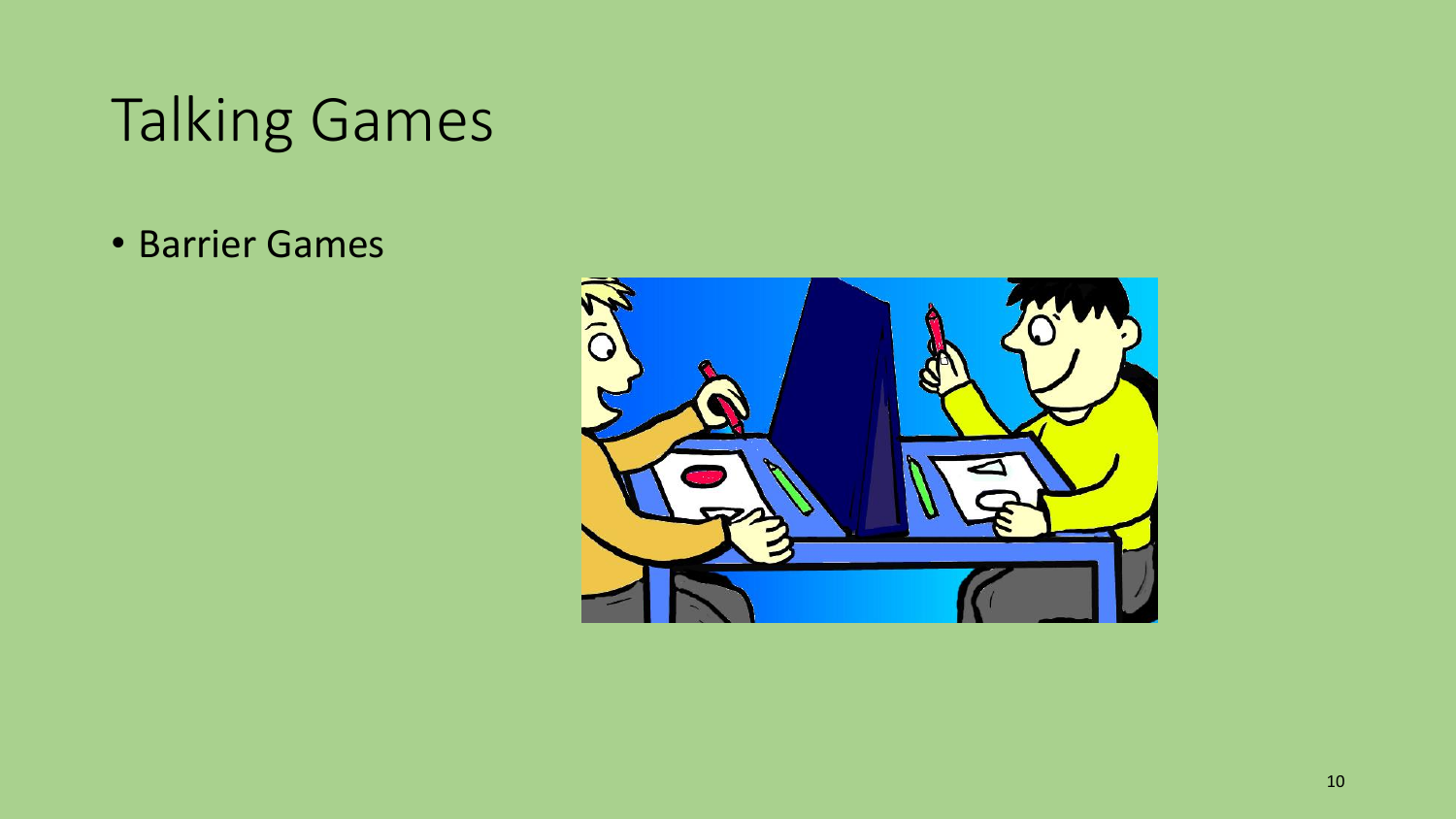# Talking Games

- Barrier Games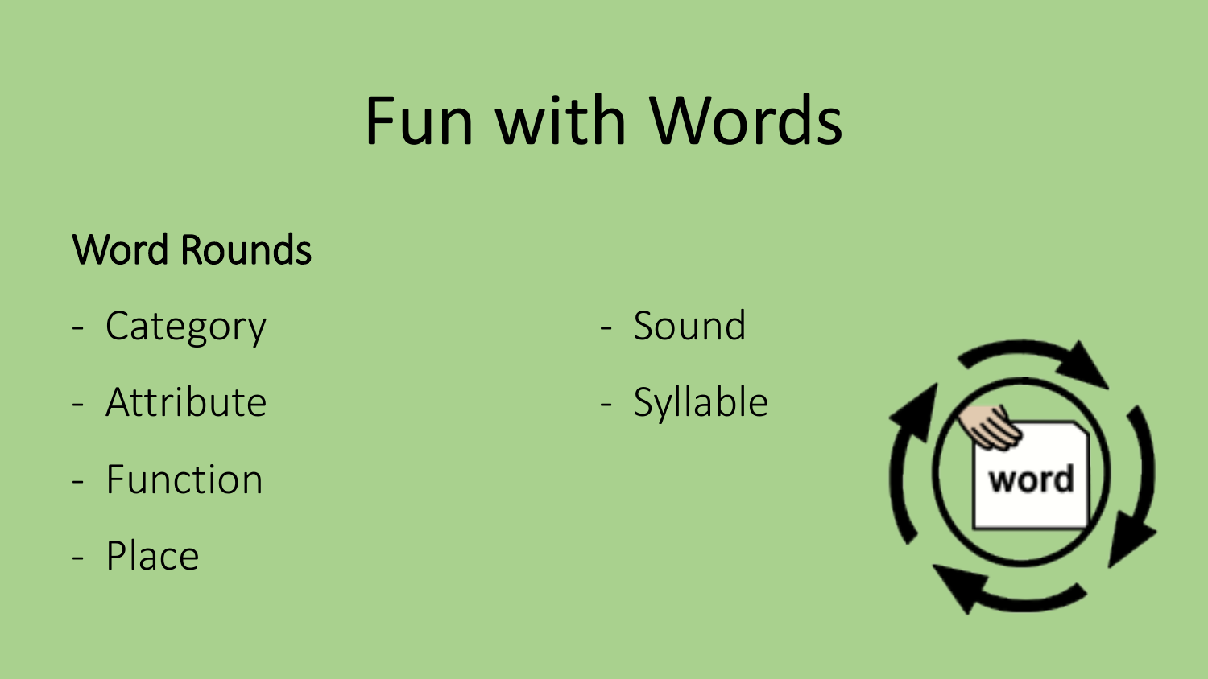# Fun with Words

## Word Rounds

- Category
- Attribute
- Function
- Place
- Sound
- Syllable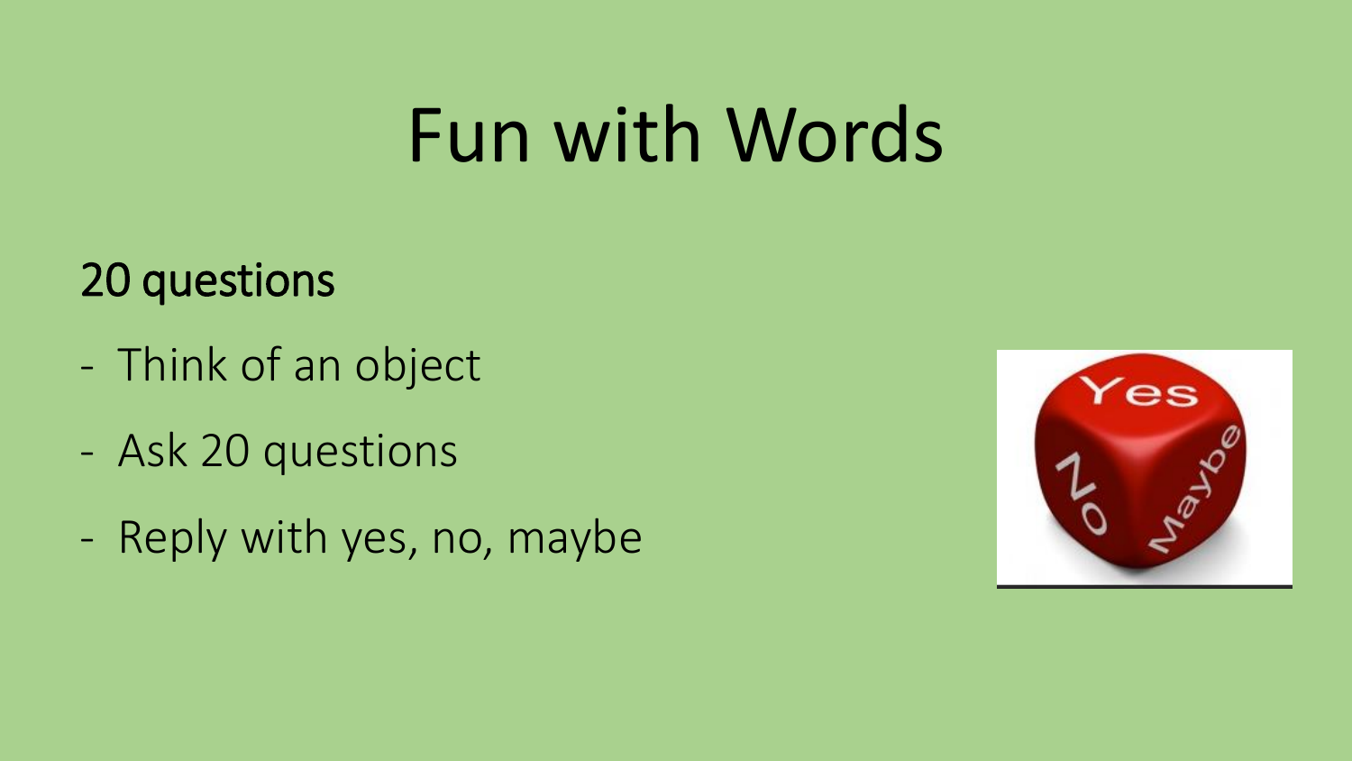# Fun with Words

## 20 questions

- Think of an object
- Ask 20 questions
- Reply with yes, no, maybe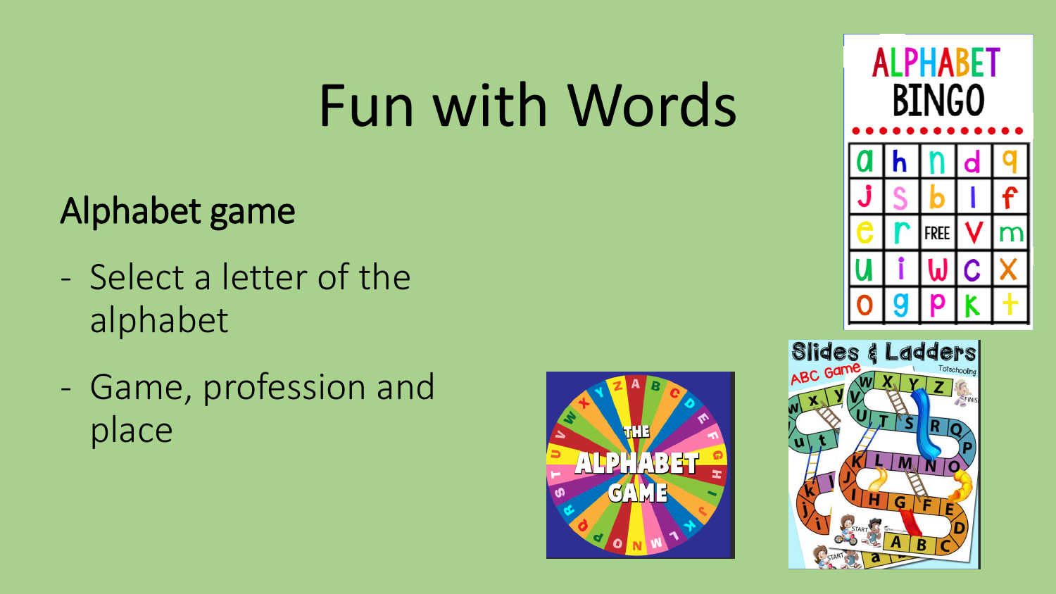# Fun with Words

## Alphabet game

- Select a letter of the alphabet
- Game, profession and place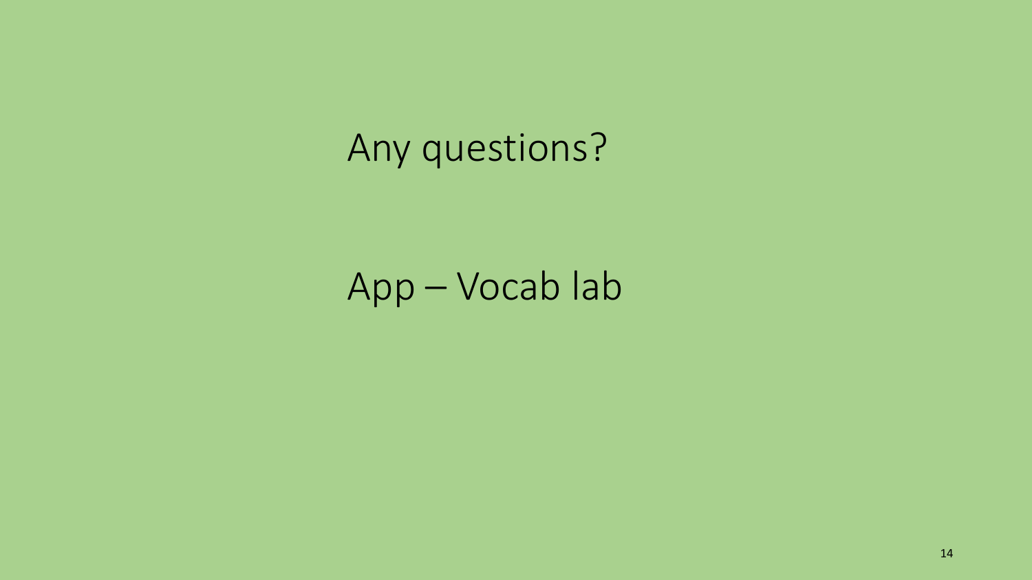Any questions?

App – Vocab lab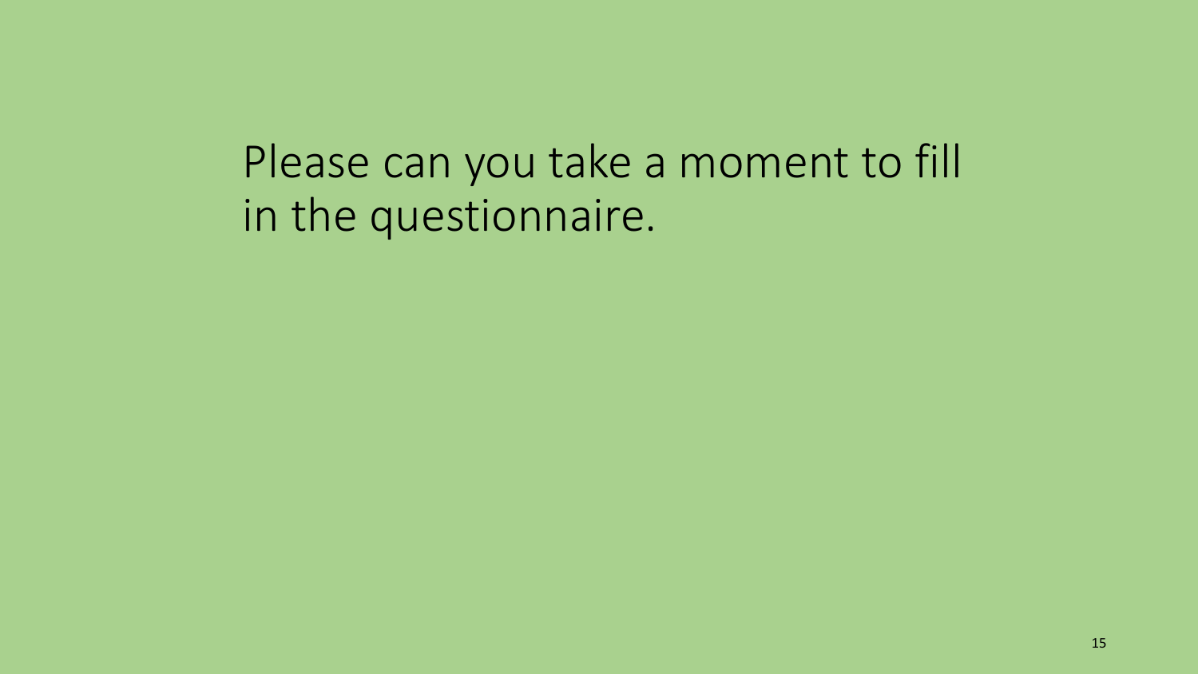Please can you take a moment to fill in the questionnaire.